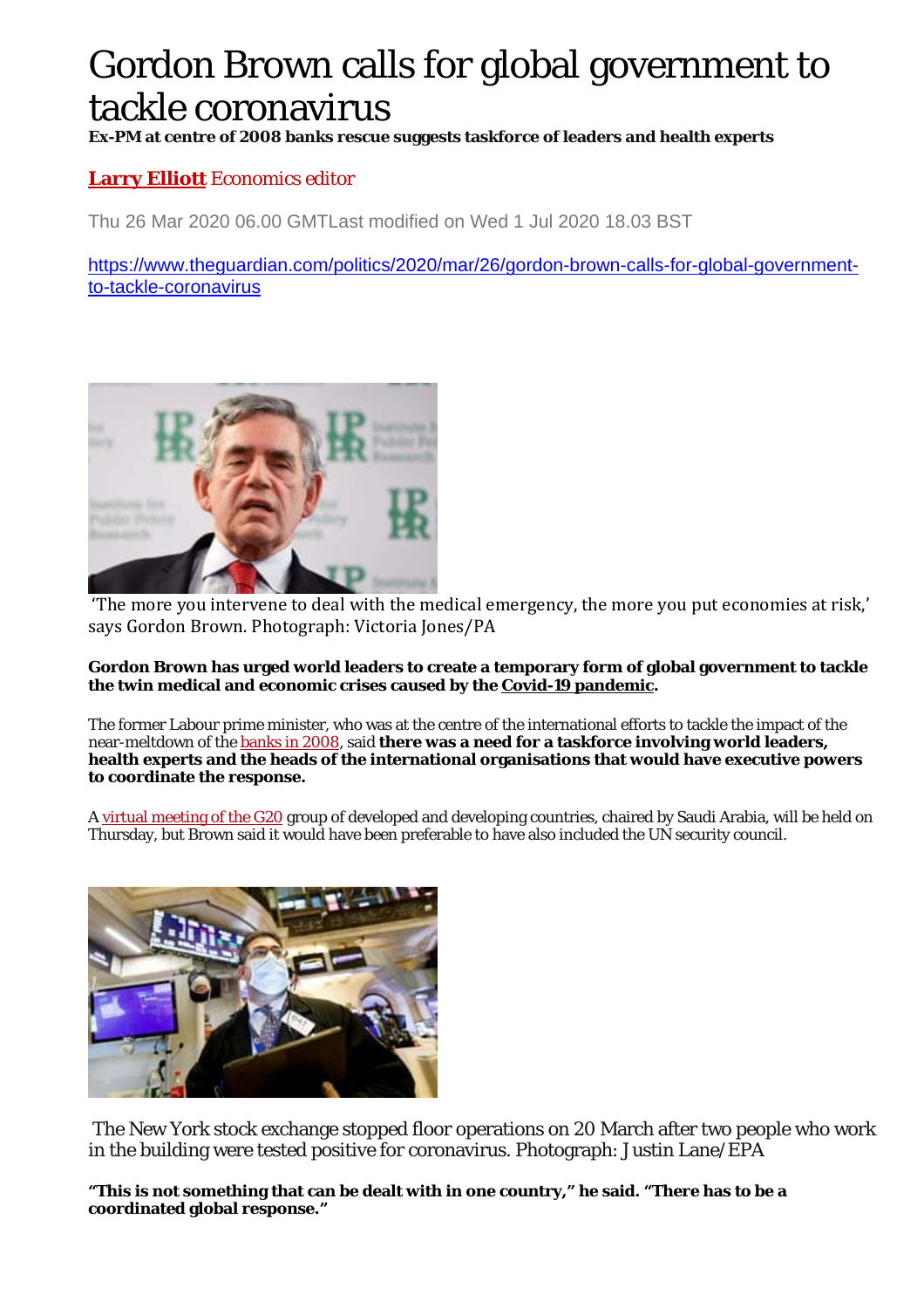# Gordon Brown calls for global government to tackle coronavirus

**Ex-PM at centre of 2008 banks rescue suggests taskforce of leaders and health experts**

**[Larry Elliott](#)** Economics editor

Thu 26 Mar 2020 06.00 GMTLast modified on Wed 1 Jul 2020 18.03 BST

https://www.theguardian.com/politics/2020/mar/26/gordon-brown-calls-for-global-government-to-tackle-coronavirus

'The more you intervene to deal with the medical emergency, the more you put economies at risk,' says Gordon Brown. Photograph: Victoria Jones/PA

**Gordon Brown has urged world leaders to create a temporary form of global government to tackle the twin medical and economic crises caused by the Covid-19 pandemic.**

The former Labour prime minister, who was at the centre of the international efforts to tackle the impact of the near-meltdown of the banks in 2008, said **there was a need for a taskforce involving world leaders, health experts and the heads of the international organisations that would have executive powers to coordinate the response.**

A virtual meeting of the G20 group of developed and developing countries, chaired by Saudi Arabia, will be held on Thursday, but Brown said it would have been preferable to have also included the UN security council.

The New York stock exchange stopped floor operations on 20 March after two people who work in the building were tested positive for coronavirus. Photograph: Justin Lane/EPA

**"This is not something that can be dealt with in one country," he said. "There has to be a coordinated global response."**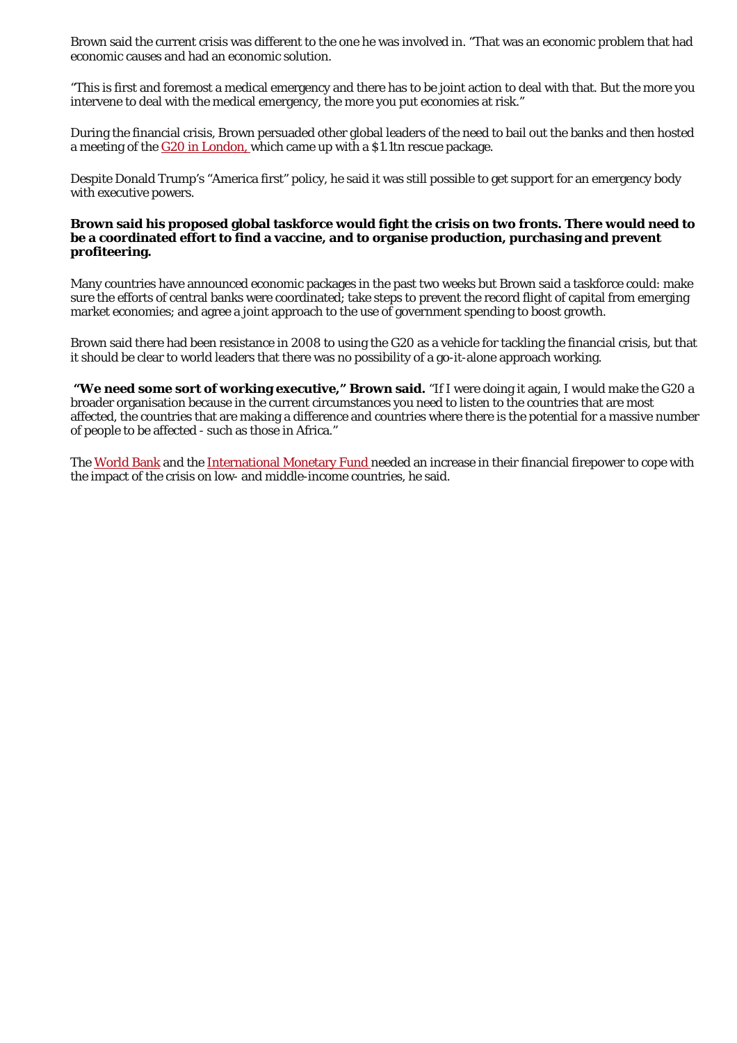Brown said the current crisis was different to the one he was involved in. "That was an economic problem that had economic causes and had an economic solution.

"This is first and foremost a medical emergency and there has to be joint action to deal with that. But the more you intervene to deal with the medical emergency, the more you put economies at risk."

During the financial crisis, Brown persuaded other global leaders of the need to bail out the banks and then hosted a meeting of the G20 in London, which came up with a $1.1tn rescue package.

Despite Donald Trump's "America first" policy, he said it was still possible to get support for an emergency body with executive powers.

**Brown said his proposed global taskforce would fight the crisis on two fronts. There would need to be a coordinated effort to find a vaccine, and to organise production, purchasing and prevent profiteering.**

Many countries have announced economic packages in the past two weeks but Brown said a taskforce could: make sure the efforts of central banks were coordinated; take steps to prevent the record flight of capital from emerging market economies; and agree a joint approach to the use of government spending to boost growth.

Brown said there had been resistance in 2008 to using the G20 as a vehicle for tackling the financial crisis, but that it should be clear to world leaders that there was no possibility of a go-it-alone approach working.

**"We need some sort of working executive," Brown said.** "If I were doing it again, I would make the G20 a broader organisation because in the current circumstances you need to listen to the countries that are most affected, the countries that are making a difference and countries where there is the potential for a massive number of people to be affected - such as those in Africa."

The World Bank and the International Monetary Fund needed an increase in their financial firepower to cope with the impact of the crisis on low- and middle-income countries, he said.